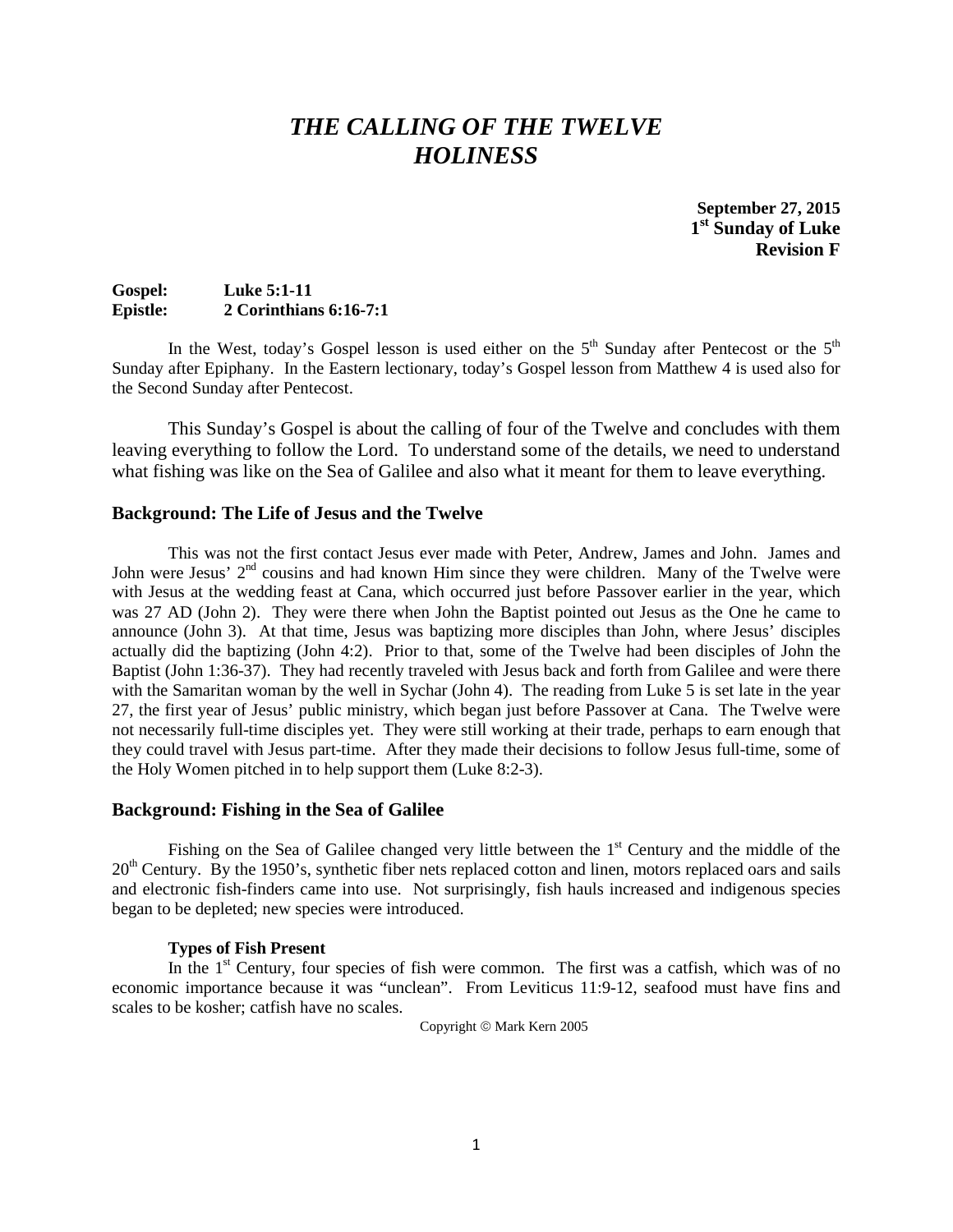# *THE CALLING OF THE TWELVE*
# *HOLINESS*

**September 27, 2015**
**1st Sunday of Luke**
**Revision F**

**Gospel:** **Luke 5:1-11**
**Epistle:** **2 Corinthians 6:16-7:1**

In the West, today's Gospel lesson is used either on the 5th Sunday after Pentecost or the 5th Sunday after Epiphany. In the Eastern lectionary, today's Gospel lesson from Matthew 4 is used also for the Second Sunday after Pentecost.

This Sunday's Gospel is about the calling of four of the Twelve and concludes with them leaving everything to follow the Lord. To understand some of the details, we need to understand what fishing was like on the Sea of Galilee and also what it meant for them to leave everything.

### Background: The Life of Jesus and the Twelve

This was not the first contact Jesus ever made with Peter, Andrew, James and John. James and John were Jesus' 2nd cousins and had known Him since they were children. Many of the Twelve were with Jesus at the wedding feast at Cana, which occurred just before Passover earlier in the year, which was 27 AD (John 2). They were there when John the Baptist pointed out Jesus as the One he came to announce (John 3). At that time, Jesus was baptizing more disciples than John, where Jesus' disciples actually did the baptizing (John 4:2). Prior to that, some of the Twelve had been disciples of John the Baptist (John 1:36-37). They had recently traveled with Jesus back and forth from Galilee and were there with the Samaritan woman by the well in Sychar (John 4). The reading from Luke 5 is set late in the year 27, the first year of Jesus' public ministry, which began just before Passover at Cana. The Twelve were not necessarily full-time disciples yet. They were still working at their trade, perhaps to earn enough that they could travel with Jesus part-time. After they made their decisions to follow Jesus full-time, some of the Holy Women pitched in to help support them (Luke 8:2-3).

### Background: Fishing in the Sea of Galilee

Fishing on the Sea of Galilee changed very little between the 1st Century and the middle of the 20th Century. By the 1950's, synthetic fiber nets replaced cotton and linen, motors replaced oars and sails and electronic fish-finders came into use. Not surprisingly, fish hauls increased and indigenous species began to be depleted; new species were introduced.

#### Types of Fish Present

In the 1st Century, four species of fish were common. The first was a catfish, which was of no economic importance because it was "unclean". From Leviticus 11:9-12, seafood must have fins and scales to be kosher; catfish have no scales.

Copyright © Mark Kern 2005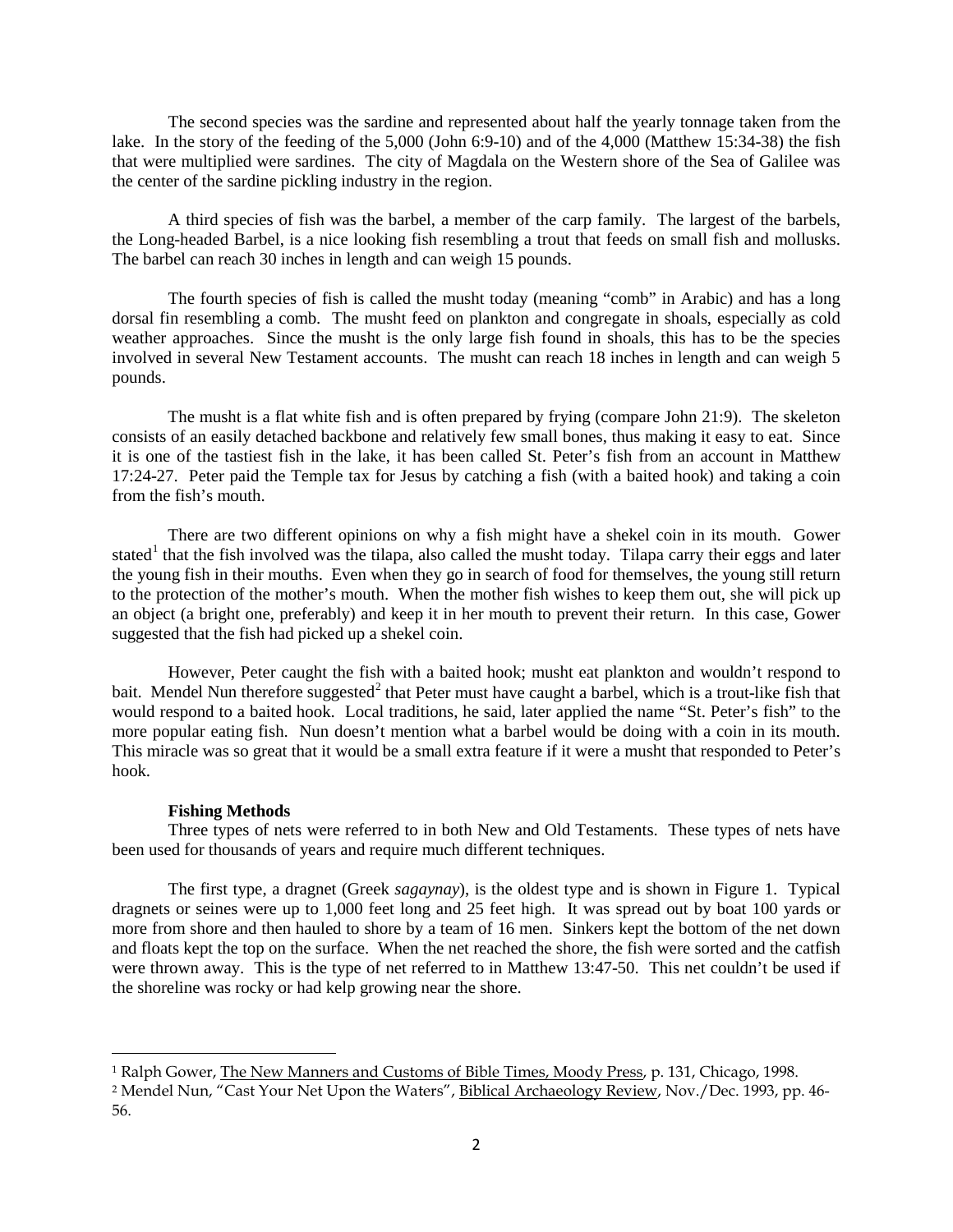The second species was the sardine and represented about half the yearly tonnage taken from the lake. In the story of the feeding of the 5,000 (John 6:9-10) and of the 4,000 (Matthew 15:34-38) the fish that were multiplied were sardines. The city of Magdala on the Western shore of the Sea of Galilee was the center of the sardine pickling industry in the region.

A third species of fish was the barbel, a member of the carp family. The largest of the barbels, the Long-headed Barbel, is a nice looking fish resembling a trout that feeds on small fish and mollusks. The barbel can reach 30 inches in length and can weigh 15 pounds.

The fourth species of fish is called the musht today (meaning "comb" in Arabic) and has a long dorsal fin resembling a comb. The musht feed on plankton and congregate in shoals, especially as cold weather approaches. Since the musht is the only large fish found in shoals, this has to be the species involved in several New Testament accounts. The musht can reach 18 inches in length and can weigh 5 pounds.

The musht is a flat white fish and is often prepared by frying (compare John 21:9). The skeleton consists of an easily detached backbone and relatively few small bones, thus making it easy to eat. Since it is one of the tastiest fish in the lake, it has been called St. Peter's fish from an account in Matthew 17:24-27. Peter paid the Temple tax for Jesus by catching a fish (with a baited hook) and taking a coin from the fish's mouth.

There are two different opinions on why a fish might have a shekel coin in its mouth. Gower stated[1] that the fish involved was the tilapa, also called the musht today. Tilapa carry their eggs and later the young fish in their mouths. Even when they go in search of food for themselves, the young still return to the protection of the mother's mouth. When the mother fish wishes to keep them out, she will pick up an object (a bright one, preferably) and keep it in her mouth to prevent their return. In this case, Gower suggested that the fish had picked up a shekel coin.

However, Peter caught the fish with a baited hook; musht eat plankton and wouldn't respond to bait. Mendel Nun therefore suggested[2] that Peter must have caught a barbel, which is a trout-like fish that would respond to a baited hook. Local traditions, he said, later applied the name "St. Peter's fish" to the more popular eating fish. Nun doesn't mention what a barbel would be doing with a coin in its mouth. This miracle was so great that it would be a small extra feature if it were a musht that responded to Peter's hook.

**Fishing Methods**

Three types of nets were referred to in both New and Old Testaments. These types of nets have been used for thousands of years and require much different techniques.

The first type, a dragnet (Greek *sagaynay*), is the oldest type and is shown in Figure 1. Typical dragnets or seines were up to 1,000 feet long and 25 feet high. It was spread out by boat 100 yards or more from shore and then hauled to shore by a team of 16 men. Sinkers kept the bottom of the net down and floats kept the top on the surface. When the net reached the shore, the fish were sorted and the catfish were thrown away. This is the type of net referred to in Matthew 13:47-50. This net couldn't be used if the shoreline was rocky or had kelp growing near the shore.

---

[1] Ralph Gower, The New Manners and Customs of Bible Times, Moody Press, p. 131, Chicago, 1998.

[2] Mendel Nun, "Cast Your Net Upon the Waters", Biblical Archaeology Review, Nov./Dec. 1993, pp. 46-56.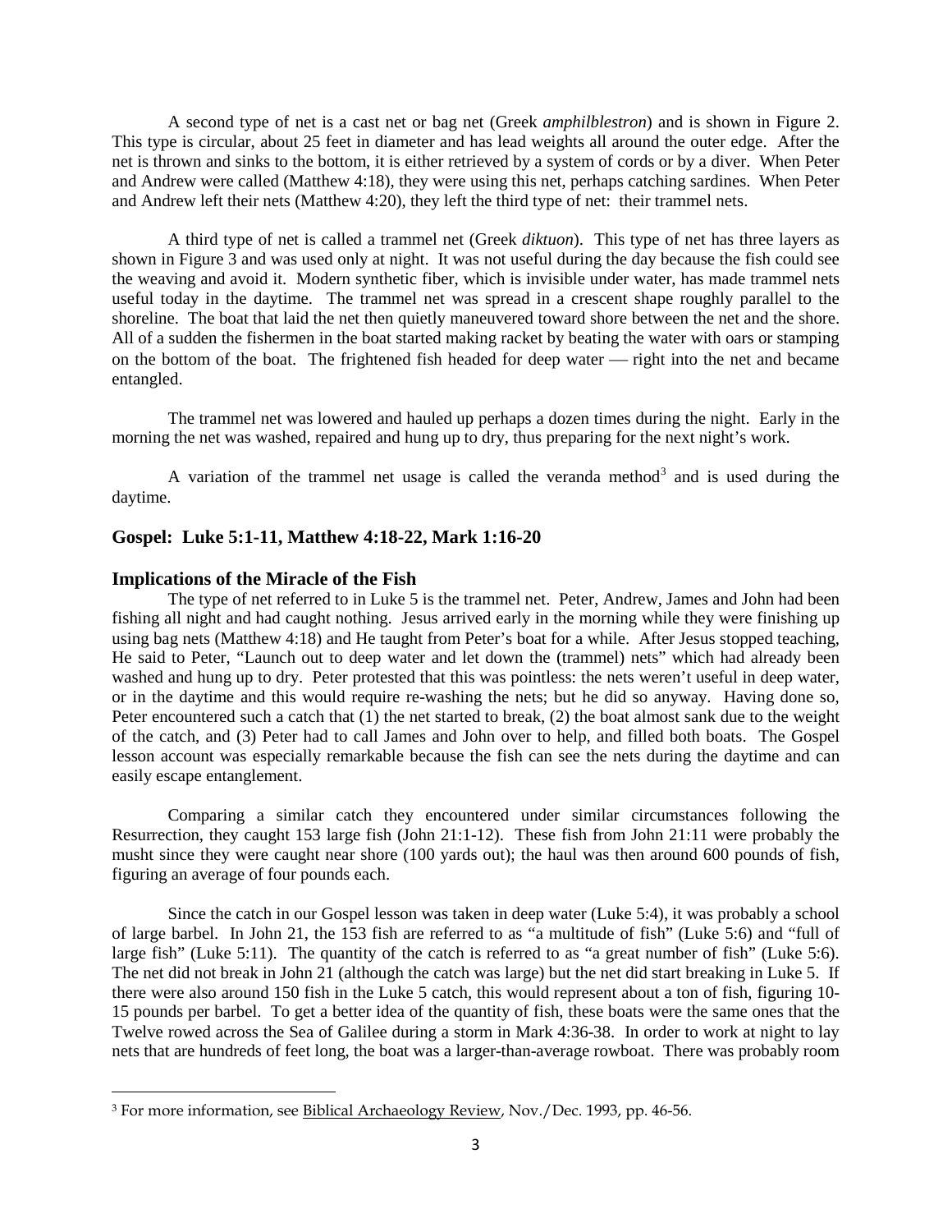A second type of net is a cast net or bag net (Greek *amphilblestron*) and is shown in Figure 2. This type is circular, about 25 feet in diameter and has lead weights all around the outer edge. After the net is thrown and sinks to the bottom, it is either retrieved by a system of cords or by a diver. When Peter and Andrew were called (Matthew 4:18), they were using this net, perhaps catching sardines. When Peter and Andrew left their nets (Matthew 4:20), they left the third type of net: their trammel nets.

A third type of net is called a trammel net (Greek *diktuon*). This type of net has three layers as shown in Figure 3 and was used only at night. It was not useful during the day because the fish could see the weaving and avoid it. Modern synthetic fiber, which is invisible under water, has made trammel nets useful today in the daytime. The trammel net was spread in a crescent shape roughly parallel to the shoreline. The boat that laid the net then quietly maneuvered toward shore between the net and the shore. All of a sudden the fishermen in the boat started making racket by beating the water with oars or stamping on the bottom of the boat. The frightened fish headed for deep water — right into the net and became entangled.

The trammel net was lowered and hauled up perhaps a dozen times during the night. Early in the morning the net was washed, repaired and hung up to dry, thus preparing for the next night's work.

A variation of the trammel net usage is called the veranda method[3] and is used during the daytime.

### Gospel: Luke 5:1-11, Matthew 4:18-22, Mark 1:16-20

### Implications of the Miracle of the Fish

The type of net referred to in Luke 5 is the trammel net. Peter, Andrew, James and John had been fishing all night and had caught nothing. Jesus arrived early in the morning while they were finishing up using bag nets (Matthew 4:18) and He taught from Peter's boat for a while. After Jesus stopped teaching, He said to Peter, "Launch out to deep water and let down the (trammel) nets" which had already been washed and hung up to dry. Peter protested that this was pointless: the nets weren't useful in deep water, or in the daytime and this would require re-washing the nets; but he did so anyway. Having done so, Peter encountered such a catch that (1) the net started to break, (2) the boat almost sank due to the weight of the catch, and (3) Peter had to call James and John over to help, and filled both boats. The Gospel lesson account was especially remarkable because the fish can see the nets during the daytime and can easily escape entanglement.

Comparing a similar catch they encountered under similar circumstances following the Resurrection, they caught 153 large fish (John 21:1-12). These fish from John 21:11 were probably the musht since they were caught near shore (100 yards out); the haul was then around 600 pounds of fish, figuring an average of four pounds each.

Since the catch in our Gospel lesson was taken in deep water (Luke 5:4), it was probably a school of large barbel. In John 21, the 153 fish are referred to as "a multitude of fish" (Luke 5:6) and "full of large fish" (Luke 5:11). The quantity of the catch is referred to as "a great number of fish" (Luke 5:6). The net did not break in John 21 (although the catch was large) but the net did start breaking in Luke 5. If there were also around 150 fish in the Luke 5 catch, this would represent about a ton of fish, figuring 10-15 pounds per barbel. To get a better idea of the quantity of fish, these boats were the same ones that the Twelve rowed across the Sea of Galilee during a storm in Mark 4:36-38. In order to work at night to lay nets that are hundreds of feet long, the boat was a larger-than-average rowboat. There was probably room

---

[3] For more information, see Biblical Archaeology Review, Nov./Dec. 1993, pp. 46-56.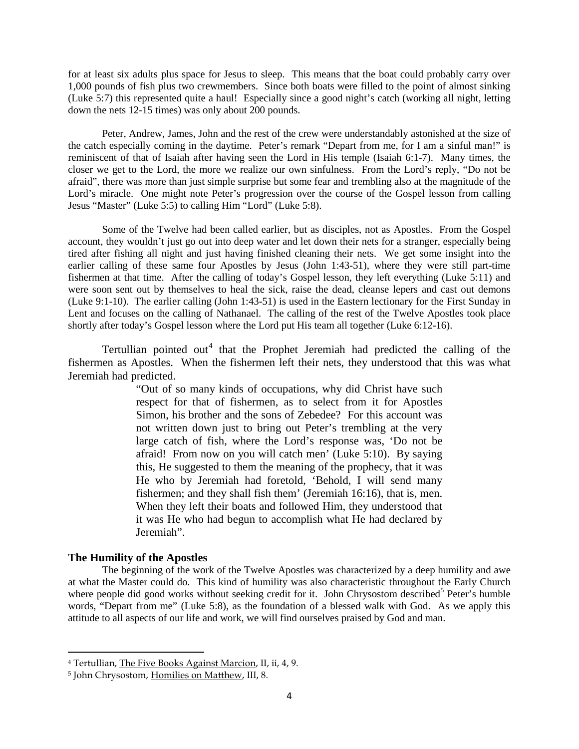for at least six adults plus space for Jesus to sleep. This means that the boat could probably carry over 1,000 pounds of fish plus two crewmembers. Since both boats were filled to the point of almost sinking (Luke 5:7) this represented quite a haul! Especially since a good night's catch (working all night, letting down the nets 12-15 times) was only about 200 pounds.

Peter, Andrew, James, John and the rest of the crew were understandably astonished at the size of the catch especially coming in the daytime. Peter's remark "Depart from me, for I am a sinful man!" is reminiscent of that of Isaiah after having seen the Lord in His temple (Isaiah 6:1-7). Many times, the closer we get to the Lord, the more we realize our own sinfulness. From the Lord's reply, "Do not be afraid", there was more than just simple surprise but some fear and trembling also at the magnitude of the Lord's miracle. One might note Peter's progression over the course of the Gospel lesson from calling Jesus "Master" (Luke 5:5) to calling Him "Lord" (Luke 5:8).

Some of the Twelve had been called earlier, but as disciples, not as Apostles. From the Gospel account, they wouldn't just go out into deep water and let down their nets for a stranger, especially being tired after fishing all night and just having finished cleaning their nets. We get some insight into the earlier calling of these same four Apostles by Jesus (John 1:43-51), where they were still part-time fishermen at that time. After the calling of today's Gospel lesson, they left everything (Luke 5:11) and were soon sent out by themselves to heal the sick, raise the dead, cleanse lepers and cast out demons (Luke 9:1-10). The earlier calling (John 1:43-51) is used in the Eastern lectionary for the First Sunday in Lent and focuses on the calling of Nathanael. The calling of the rest of the Twelve Apostles took place shortly after today's Gospel lesson where the Lord put His team all together (Luke 6:12-16).

Tertullian pointed out[4] that the Prophet Jeremiah had predicted the calling of the fishermen as Apostles. When the fishermen left their nets, they understood that this was what Jeremiah had predicted.

> "Out of so many kinds of occupations, why did Christ have such respect for that of fishermen, as to select from it for Apostles Simon, his brother and the sons of Zebedee? For this account was not written down just to bring out Peter's trembling at the very large catch of fish, where the Lord's response was, 'Do not be afraid! From now on you will catch men' (Luke 5:10). By saying this, He suggested to them the meaning of the prophecy, that it was He who by Jeremiah had foretold, 'Behold, I will send many fishermen; and they shall fish them' (Jeremiah 16:16), that is, men. When they left their boats and followed Him, they understood that it was He who had begun to accomplish what He had declared by Jeremiah".

### The Humility of the Apostles

The beginning of the work of the Twelve Apostles was characterized by a deep humility and awe at what the Master could do. This kind of humility was also characteristic throughout the Early Church where people did good works without seeking credit for it. John Chrysostom described[5] Peter's humble words, "Depart from me" (Luke 5:8), as the foundation of a blessed walk with God. As we apply this attitude to all aspects of our life and work, we will find ourselves praised by God and man.

---

[4] Tertullian, The Five Books Against Marcion, II, ii, 4, 9.

[5] John Chrysostom, Homilies on Matthew, III, 8.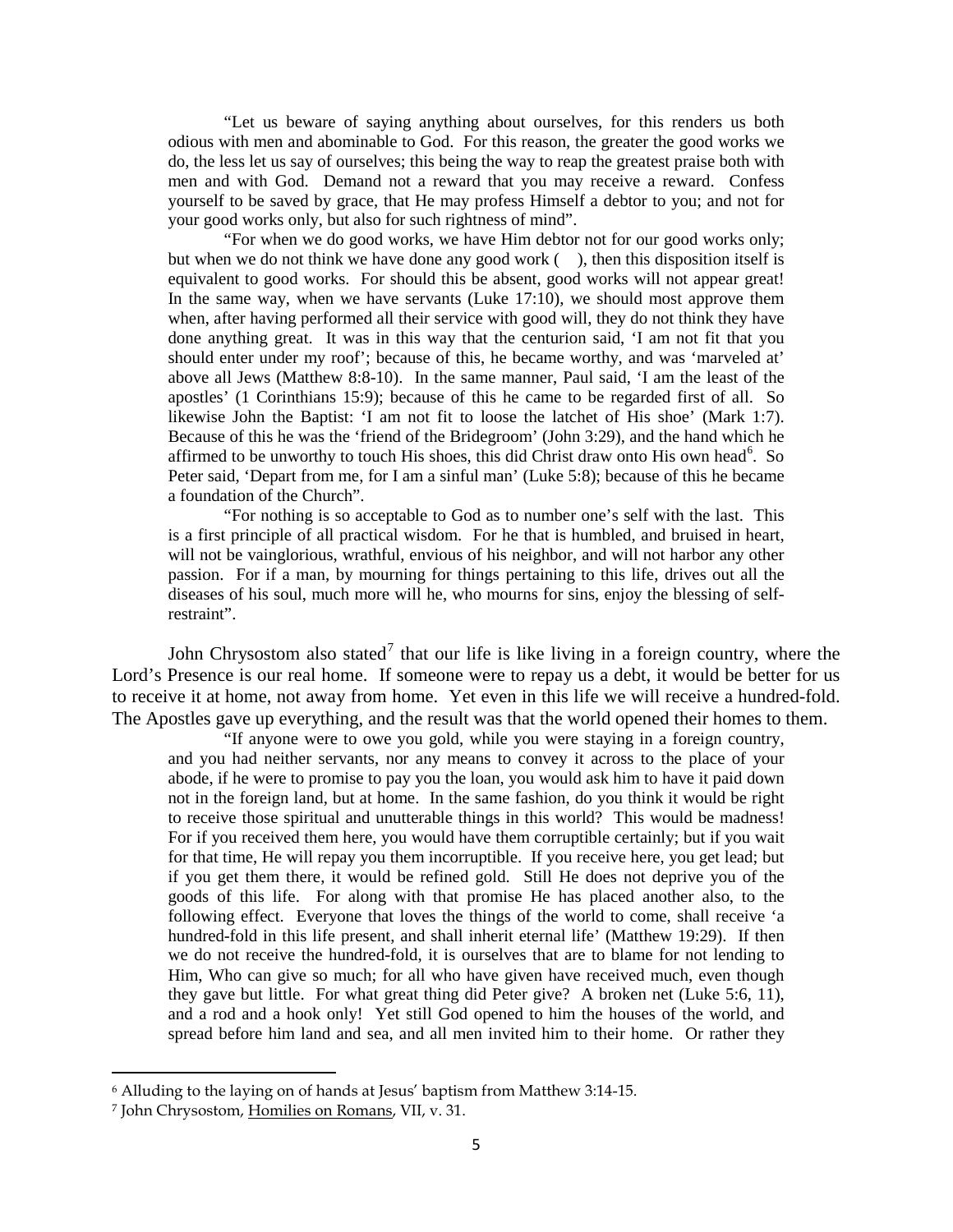"Let us beware of saying anything about ourselves, for this renders us both odious with men and abominable to God. For this reason, the greater the good works we do, the less let us say of ourselves; this being the way to reap the greatest praise both with men and with God. Demand not a reward that you may receive a reward. Confess yourself to be saved by grace, that He may profess Himself a debtor to you; and not for your good works only, but also for such rightness of mind".

"For when we do good works, we have Him debtor not for our good works only; but when we do not think we have done any good work ( ), then this disposition itself is equivalent to good works. For should this be absent, good works will not appear great! In the same way, when we have servants (Luke 17:10), we should most approve them when, after having performed all their service with good will, they do not think they have done anything great. It was in this way that the centurion said, 'I am not fit that you should enter under my roof'; because of this, he became worthy, and was 'marveled at' above all Jews (Matthew 8:8-10). In the same manner, Paul said, 'I am the least of the apostles' (1 Corinthians 15:9); because of this he came to be regarded first of all. So likewise John the Baptist: 'I am not fit to loose the latchet of His shoe' (Mark 1:7). Because of this he was the 'friend of the Bridegroom' (John 3:29), and the hand which he affirmed to be unworthy to touch His shoes, this did Christ draw onto His own head[6]. So Peter said, 'Depart from me, for I am a sinful man' (Luke 5:8); because of this he became a foundation of the Church".

"For nothing is so acceptable to God as to number one's self with the last. This is a first principle of all practical wisdom. For he that is humbled, and bruised in heart, will not be vainglorious, wrathful, envious of his neighbor, and will not harbor any other passion. For if a man, by mourning for things pertaining to this life, drives out all the diseases of his soul, much more will he, who mourns for sins, enjoy the blessing of self-restraint".

John Chrysostom also stated[7] that our life is like living in a foreign country, where the Lord's Presence is our real home. If someone were to repay us a debt, it would be better for us to receive it at home, not away from home. Yet even in this life we will receive a hundred-fold. The Apostles gave up everything, and the result was that the world opened their homes to them.

"If anyone were to owe you gold, while you were staying in a foreign country, and you had neither servants, nor any means to convey it across to the place of your abode, if he were to promise to pay you the loan, you would ask him to have it paid down not in the foreign land, but at home. In the same fashion, do you think it would be right to receive those spiritual and unutterable things in this world? This would be madness! For if you received them here, you would have them corruptible certainly; but if you wait for that time, He will repay you them incorruptible. If you receive here, you get lead; but if you get them there, it would be refined gold. Still He does not deprive you of the goods of this life. For along with that promise He has placed another also, to the following effect. Everyone that loves the things of the world to come, shall receive 'a hundred-fold in this life present, and shall inherit eternal life' (Matthew 19:29). If then we do not receive the hundred-fold, it is ourselves that are to blame for not lending to Him, Who can give so much; for all who have given have received much, even though they gave but little. For what great thing did Peter give? A broken net (Luke 5:6, 11), and a rod and a hook only! Yet still God opened to him the houses of the world, and spread before him land and sea, and all men invited him to their home. Or rather they

---

[6] Alluding to the laying on of hands at Jesus' baptism from Matthew 3:14-15.

[7] John Chrysostom, Homilies on Romans, VII, v. 31.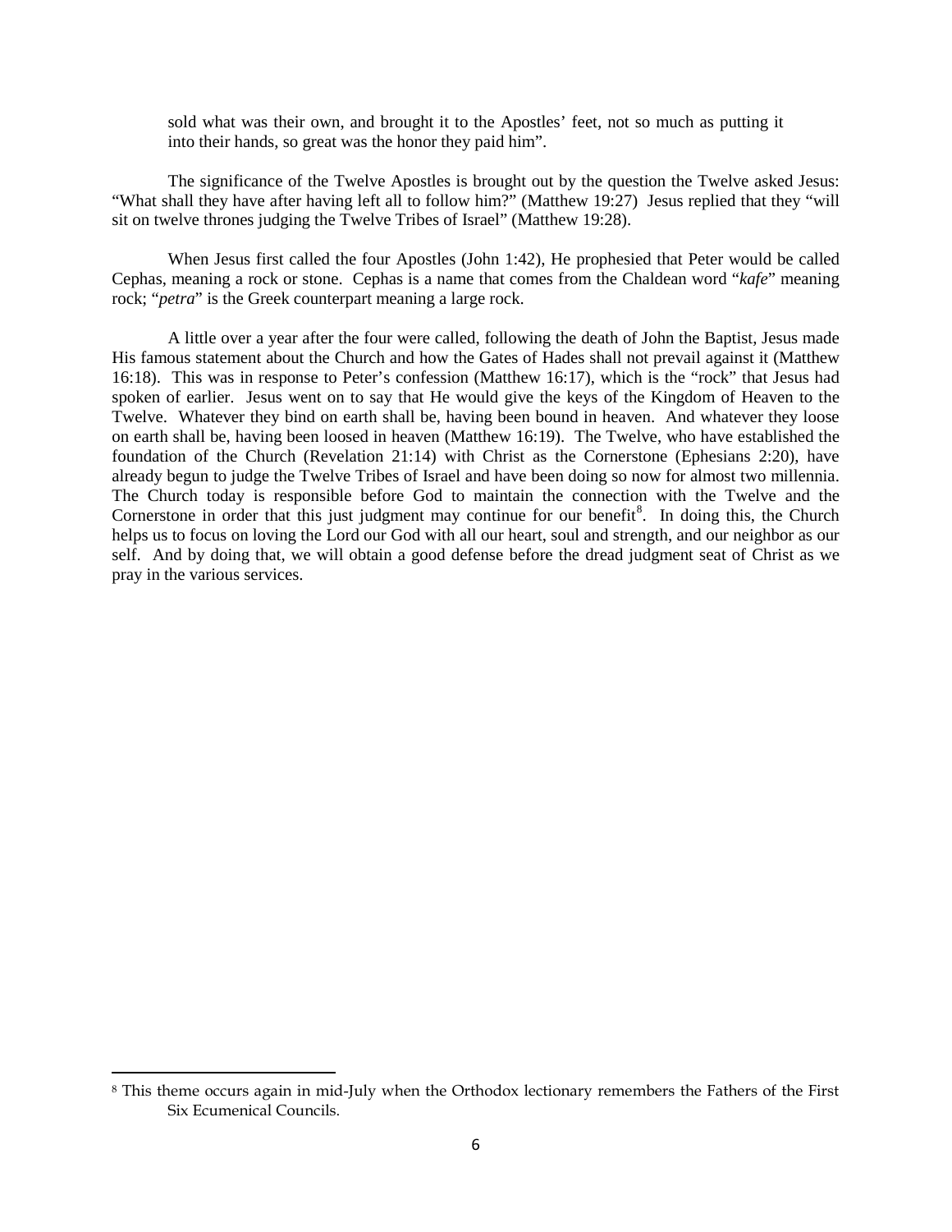> sold what was their own, and brought it to the Apostles' feet, not so much as putting it into their hands, so great was the honor they paid him".

The significance of the Twelve Apostles is brought out by the question the Twelve asked Jesus: "What shall they have after having left all to follow him?" (Matthew 19:27) Jesus replied that they "will sit on twelve thrones judging the Twelve Tribes of Israel" (Matthew 19:28).

When Jesus first called the four Apostles (John 1:42), He prophesied that Peter would be called Cephas, meaning a rock or stone. Cephas is a name that comes from the Chaldean word "*kafe*" meaning rock; "*petra*" is the Greek counterpart meaning a large rock.

A little over a year after the four were called, following the death of John the Baptist, Jesus made His famous statement about the Church and how the Gates of Hades shall not prevail against it (Matthew 16:18). This was in response to Peter's confession (Matthew 16:17), which is the "rock" that Jesus had spoken of earlier. Jesus went on to say that He would give the keys of the Kingdom of Heaven to the Twelve. Whatever they bind on earth shall be, having been bound in heaven. And whatever they loose on earth shall be, having been loosed in heaven (Matthew 16:19). The Twelve, who have established the foundation of the Church (Revelation 21:14) with Christ as the Cornerstone (Ephesians 2:20), have already begun to judge the Twelve Tribes of Israel and have been doing so now for almost two millennia. The Church today is responsible before God to maintain the connection with the Twelve and the Cornerstone in order that this just judgment may continue for our benefit[8]. In doing this, the Church helps us to focus on loving the Lord our God with all our heart, soul and strength, and our neighbor as our self. And by doing that, we will obtain a good defense before the dread judgment seat of Christ as we pray in the various services.

---

[8] This theme occurs again in mid-July when the Orthodox lectionary remembers the Fathers of the First Six Ecumenical Councils.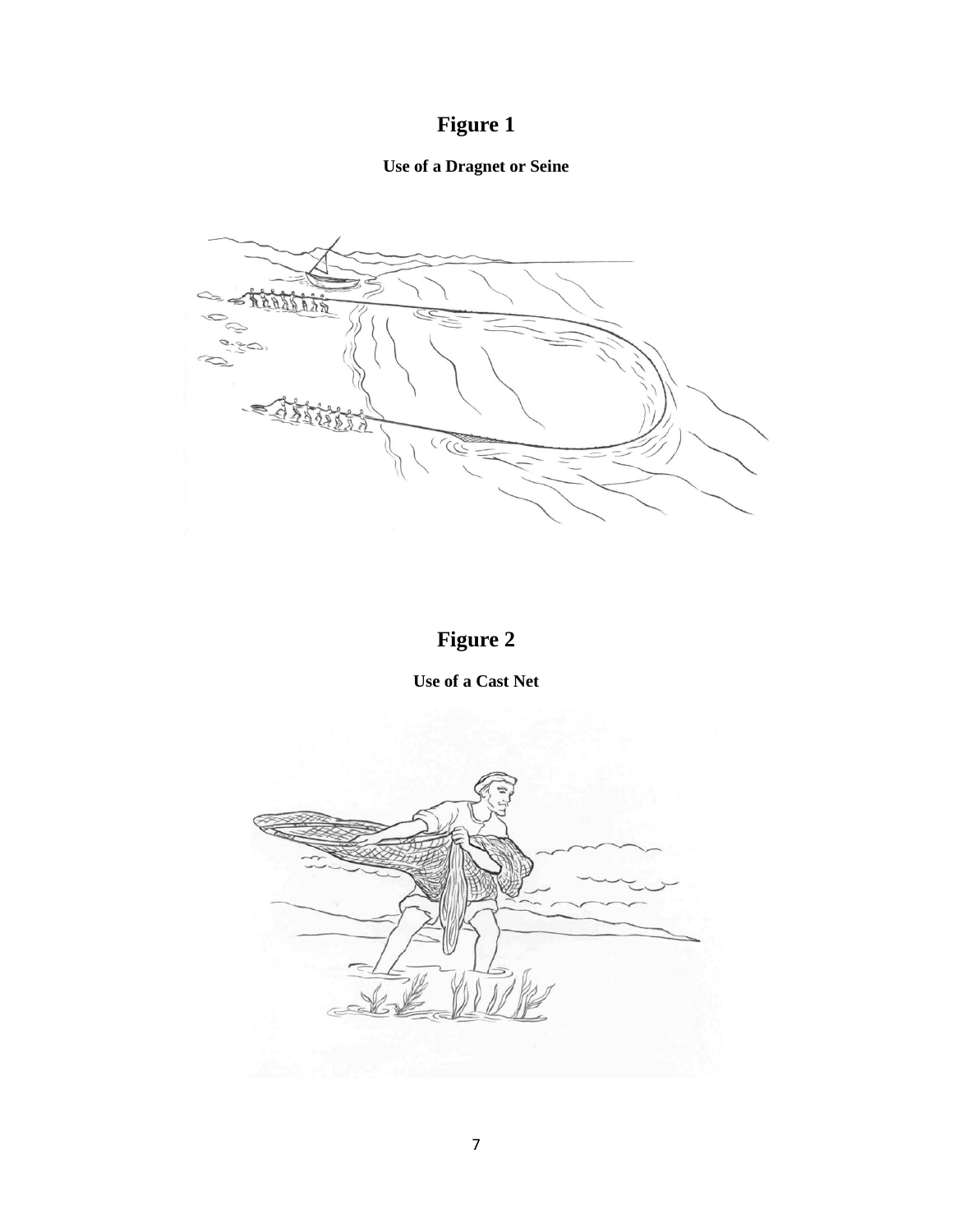# Figure 1

**Use of a Dragnet or Seine**

# Figure 2

**Use of a Cast Net**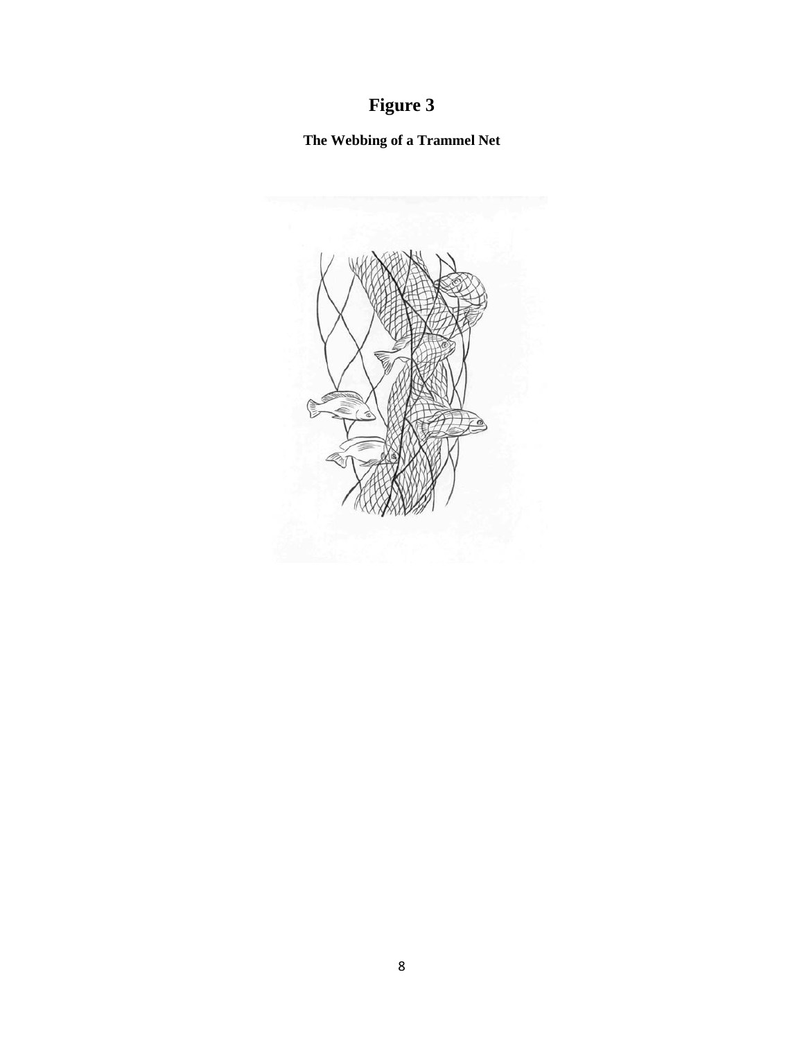# Figure 3

**The Webbing of a Trammel Net**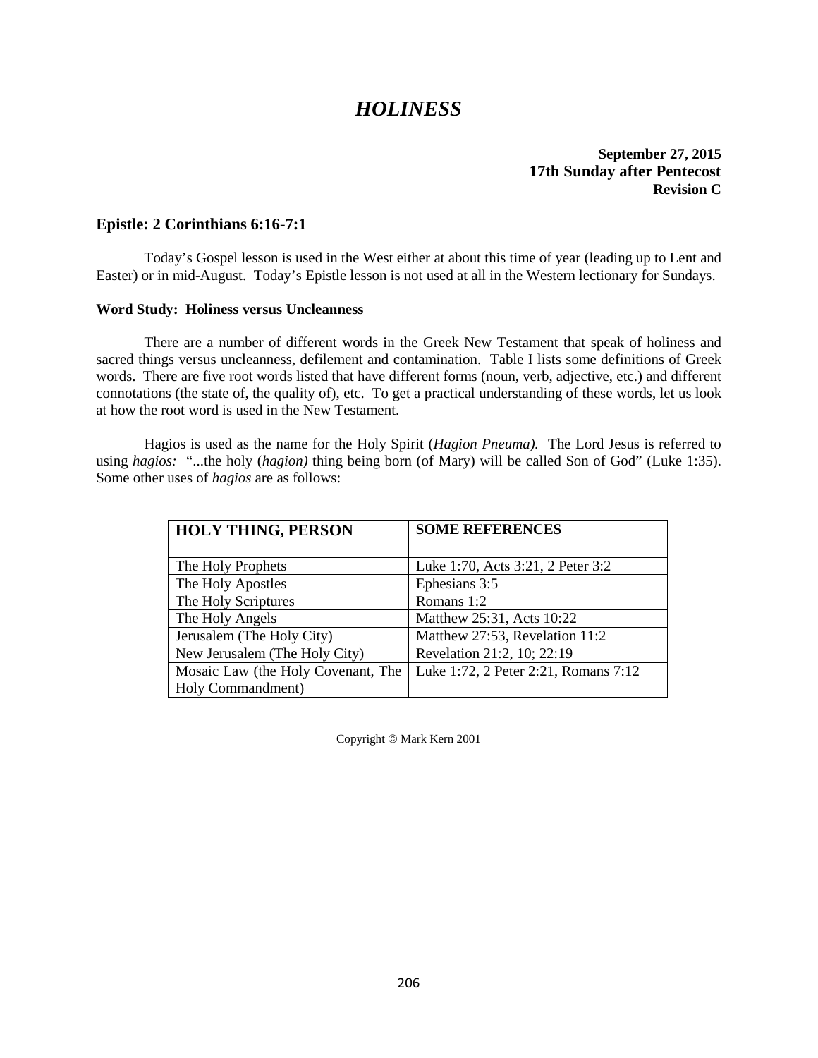// HOLINESS

**September 27, 2015**
**17th Sunday after Pentecost**
**Revision C**

## Epistle: 2 Corinthians 6:16-7:1

Today's Gospel lesson is used in the West either at about this time of year (leading up to Lent and Easter) or in mid-August. Today's Epistle lesson is not used at all in the Western lectionary for Sundays.

### Word Study: Holiness versus Uncleanness

There are a number of different words in the Greek New Testament that speak of holiness and sacred things versus uncleanness, defilement and contamination. Table I lists some definitions of Greek words. There are five root words listed that have different forms (noun, verb, adjective, etc.) and different connotations (the state of, the quality of), etc. To get a practical understanding of these words, let us look at how the root word is used in the New Testament.

Hagios is used as the name for the Holy Spirit (*Hagion Pneuma).* The Lord Jesus is referred to using *hagios:* "...the holy (*hagion)* thing being born (of Mary) will be called Son of God" (Luke 1:35). Some other uses of *hagios* are as follows:

| HOLY THING, PERSON | SOME REFERENCES |
|---|---|
| | |
| The Holy Prophets | Luke 1:70, Acts 3:21, 2 Peter 3:2 |
| The Holy Apostles | Ephesians 3:5 |
| The Holy Scriptures | Romans 1:2 |
| The Holy Angels | Matthew 25:31, Acts 10:22 |
| Jerusalem (The Holy City) | Matthew 27:53, Revelation 11:2 |
| New Jerusalem (The Holy City) | Revelation 21:2, 10; 22:19 |
| Mosaic Law (the Holy Covenant, The Holy Commandment) | Luke 1:72, 2 Peter 2:21, Romans 7:12 |

Copyright © Mark Kern 2001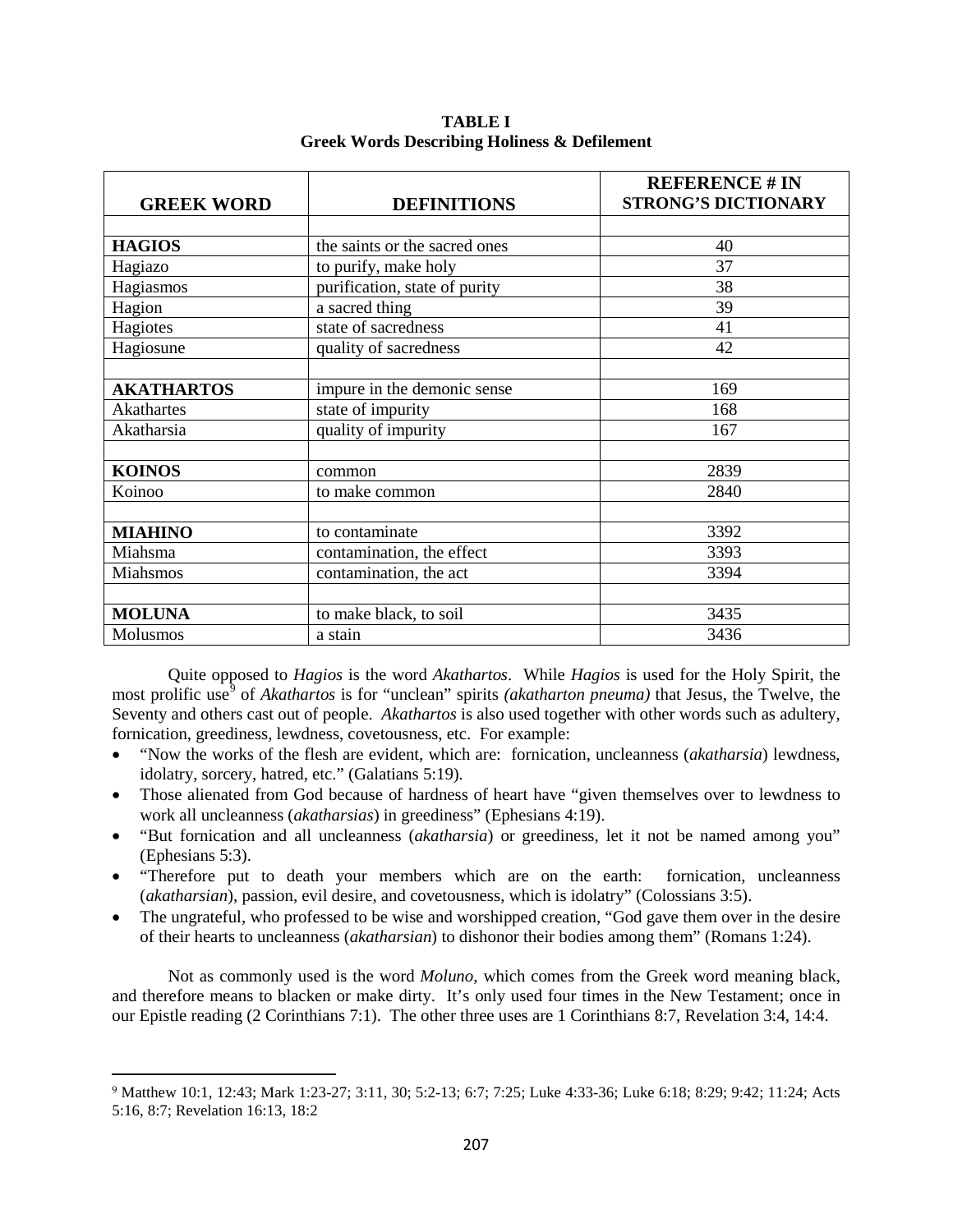**TABLE I**
**Greek Words Describing Holiness & Defilement**

| GREEK WORD | DEFINITIONS | REFERENCE # IN STRONG'S DICTIONARY |
|---|---|---|
| | | |
| **HAGIOS** | the saints or the sacred ones | 40 |
| Hagiazo | to purify, make holy | 37 |
| Hagiasmos | purification, state of purity | 38 |
| Hagion | a sacred thing | 39 |
| Hagiotes | state of sacredness | 41 |
| Hagiosune | quality of sacredness | 42 |
| | | |
| **AKATHARTOS** | impure in the demonic sense | 169 |
| Akathartes | state of impurity | 168 |
| Akatharsia | quality of impurity | 167 |
| | | |
| **KOINOS** | common | 2839 |
| Koinoo | to make common | 2840 |
| | | |
| **MIAHINO** | to contaminate | 3392 |
| Miahsma | contamination, the effect | 3393 |
| Miahsmos | contamination, the act | 3394 |
| | | |
| **MOLUNA** | to make black, to soil | 3435 |
| Molusmos | a stain | 3436 |

Quite opposed to *Hagios* is the word *Akathartos*. While *Hagios* is used for the Holy Spirit, the most prolific use[9] of *Akathartos* is for "unclean" spirits *(akatharton pneuma)* that Jesus, the Twelve, the Seventy and others cast out of people. *Akathartos* is also used together with other words such as adultery, fornication, greediness, lewdness, covetousness, etc. For example:

- "Now the works of the flesh are evident, which are: fornication, uncleanness (*akatharsia*) lewdness, idolatry, sorcery, hatred, etc." (Galatians 5:19).
- Those alienated from God because of hardness of heart have "given themselves over to lewdness to work all uncleanness (*akatharsias*) in greediness" (Ephesians 4:19).
- "But fornication and all uncleanness (*akatharsia*) or greediness, let it not be named among you" (Ephesians 5:3).
- "Therefore put to death your members which are on the earth: fornication, uncleanness (*akatharsian*), passion, evil desire, and covetousness, which is idolatry" (Colossians 3:5).
- The ungrateful, who professed to be wise and worshipped creation, "God gave them over in the desire of their hearts to uncleanness (*akatharsian*) to dishonor their bodies among them" (Romans 1:24).

Not as commonly used is the word *Moluno*, which comes from the Greek word meaning black, and therefore means to blacken or make dirty. It's only used four times in the New Testament; once in our Epistle reading (2 Corinthians 7:1). The other three uses are 1 Corinthians 8:7, Revelation 3:4, 14:4.

---

[9] Matthew 10:1, 12:43; Mark 1:23-27; 3:11, 30; 5:2-13; 6:7; 7:25; Luke 4:33-36; Luke 6:18; 8:29; 9:42; 11:24; Acts 5:16, 8:7; Revelation 16:13, 18:2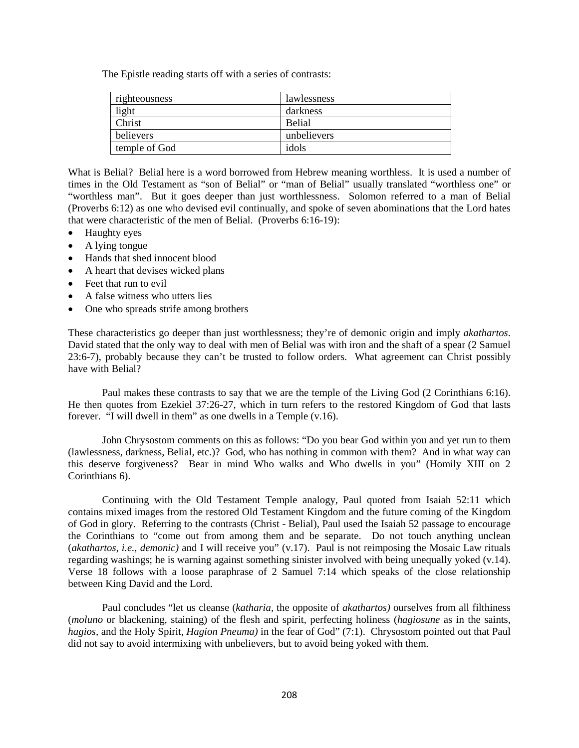The Epistle reading starts off with a series of contrasts:

| righteousness | lawlessness |
|---|---|
| light | darkness |
| Christ | Belial |
| believers | unbelievers |
| temple of God | idols |

What is Belial? Belial here is a word borrowed from Hebrew meaning worthless. It is used a number of times in the Old Testament as "son of Belial" or "man of Belial" usually translated "worthless one" or "worthless man". But it goes deeper than just worthlessness. Solomon referred to a man of Belial (Proverbs 6:12) as one who devised evil continually, and spoke of seven abominations that the Lord hates that were characteristic of the men of Belial. (Proverbs 6:16-19):

- Haughty eyes
- A lying tongue
- Hands that shed innocent blood
- A heart that devises wicked plans
- Feet that run to evil
- A false witness who utters lies
- One who spreads strife among brothers

These characteristics go deeper than just worthlessness; they're of demonic origin and imply *akathartos*. David stated that the only way to deal with men of Belial was with iron and the shaft of a spear (2 Samuel 23:6-7), probably because they can't be trusted to follow orders. What agreement can Christ possibly have with Belial?

Paul makes these contrasts to say that we are the temple of the Living God (2 Corinthians 6:16). He then quotes from Ezekiel 37:26-27, which in turn refers to the restored Kingdom of God that lasts forever. "I will dwell in them" as one dwells in a Temple (v.16).

John Chrysostom comments on this as follows: "Do you bear God within you and yet run to them (lawlessness, darkness, Belial, etc.)? God, who has nothing in common with them? And in what way can this deserve forgiveness? Bear in mind Who walks and Who dwells in you" (Homily XIII on 2 Corinthians 6).

Continuing with the Old Testament Temple analogy, Paul quoted from Isaiah 52:11 which contains mixed images from the restored Old Testament Kingdom and the future coming of the Kingdom of God in glory. Referring to the contrasts (Christ - Belial), Paul used the Isaiah 52 passage to encourage the Corinthians to "come out from among them and be separate. Do not touch anything unclean (*akathartos, i.e., demonic)* and I will receive you" (v.17). Paul is not reimposing the Mosaic Law rituals regarding washings; he is warning against something sinister involved with being unequally yoked (v.14). Verse 18 follows with a loose paraphrase of 2 Samuel 7:14 which speaks of the close relationship between King David and the Lord.

Paul concludes "let us cleanse (*katharia*, the opposite of *akathartos)* ourselves from all filthiness (*moluno* or blackening, staining) of the flesh and spirit, perfecting holiness (*hagiosune* as in the saints, *hagios*, and the Holy Spirit, *Hagion Pneuma)* in the fear of God" (7:1). Chrysostom pointed out that Paul did not say to avoid intermixing with unbelievers, but to avoid being yoked with them.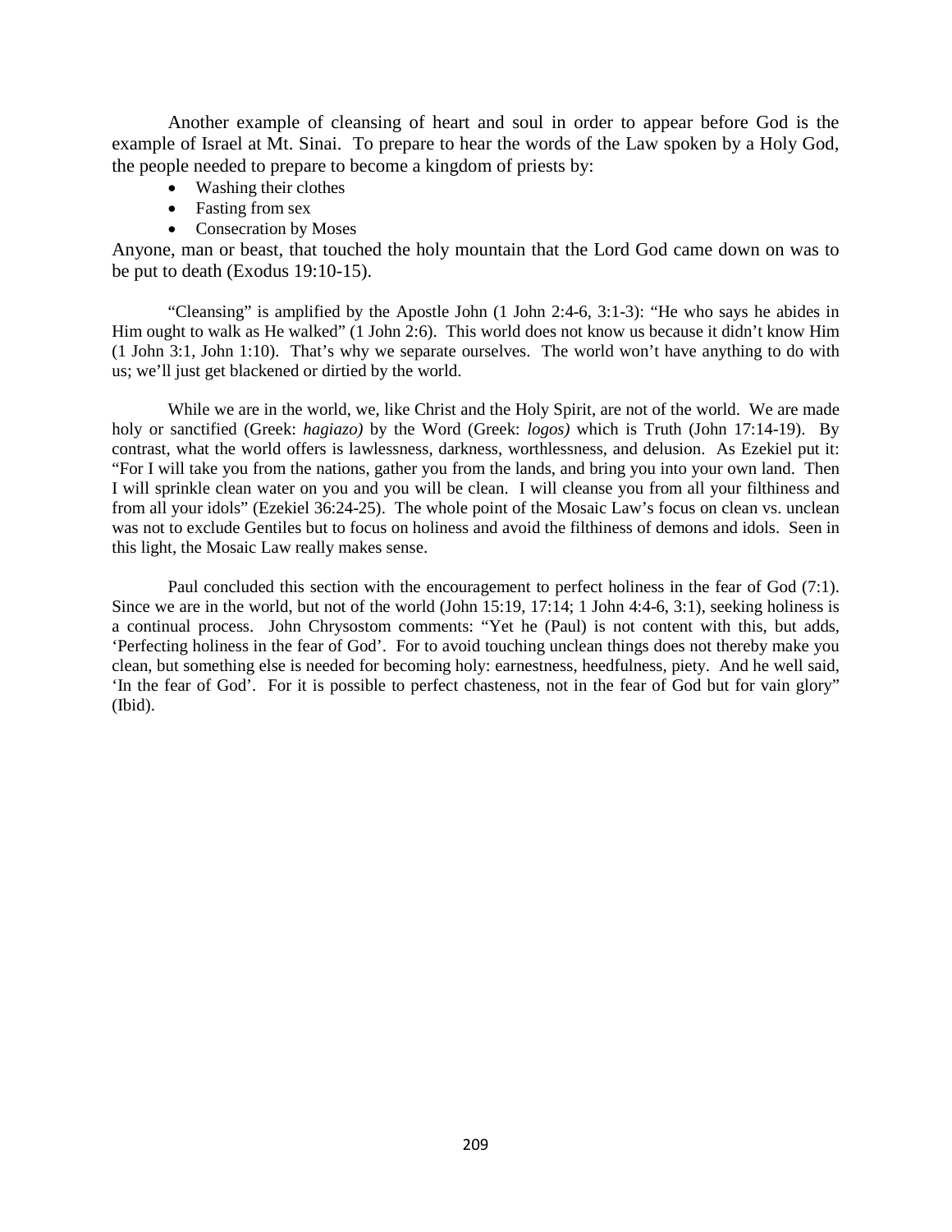Another example of cleansing of heart and soul in order to appear before God is the example of Israel at Mt. Sinai. To prepare to hear the words of the Law spoken by a Holy God, the people needed to prepare to become a kingdom of priests by:

- Washing their clothes
- Fasting from sex
- Consecration by Moses

Anyone, man or beast, that touched the holy mountain that the Lord God came down on was to be put to death (Exodus 19:10-15).

"Cleansing" is amplified by the Apostle John (1 John 2:4-6, 3:1-3): "He who says he abides in Him ought to walk as He walked" (1 John 2:6). This world does not know us because it didn't know Him (1 John 3:1, John 1:10). That's why we separate ourselves. The world won't have anything to do with us; we'll just get blackened or dirtied by the world.

While we are in the world, we, like Christ and the Holy Spirit, are not of the world. We are made holy or sanctified (Greek: *hagiazo)* by the Word (Greek: *logos)* which is Truth (John 17:14-19). By contrast, what the world offers is lawlessness, darkness, worthlessness, and delusion. As Ezekiel put it: "For I will take you from the nations, gather you from the lands, and bring you into your own land. Then I will sprinkle clean water on you and you will be clean. I will cleanse you from all your filthiness and from all your idols" (Ezekiel 36:24-25). The whole point of the Mosaic Law's focus on clean vs. unclean was not to exclude Gentiles but to focus on holiness and avoid the filthiness of demons and idols. Seen in this light, the Mosaic Law really makes sense.

Paul concluded this section with the encouragement to perfect holiness in the fear of God (7:1). Since we are in the world, but not of the world (John 15:19, 17:14; 1 John 4:4-6, 3:1), seeking holiness is a continual process. John Chrysostom comments: "Yet he (Paul) is not content with this, but adds, 'Perfecting holiness in the fear of God'. For to avoid touching unclean things does not thereby make you clean, but something else is needed for becoming holy: earnestness, heedfulness, piety. And he well said, 'In the fear of God'. For it is possible to perfect chasteness, not in the fear of God but for vain glory" (Ibid).